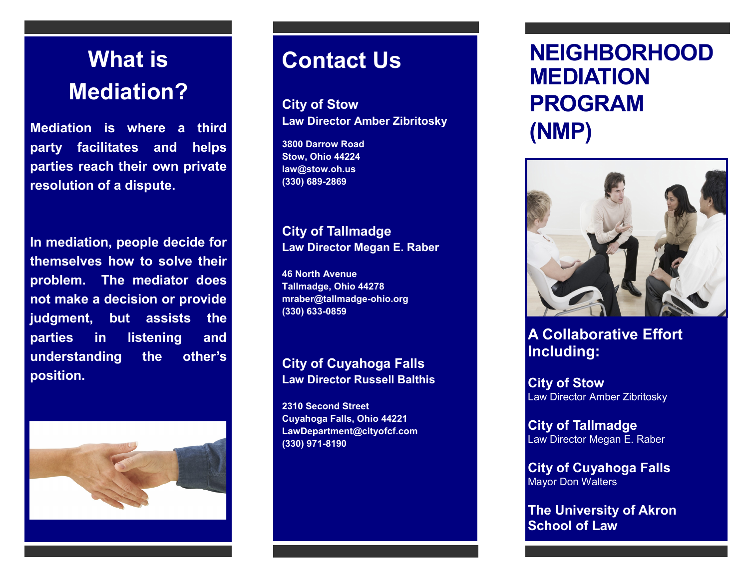## What is Mediation?

**Mediation is where a third party facilitates and helps parties reach their own private resolution of a dispute.**

**In mediation, people decide for themselves how to solve their problem. The mediator does not make a decision or provide judgment, but assists the parties in listening and understanding the other's position.**

## Contact Us

**City of Stow**
**Law Director Amber Zibritosky**

**3800 Darrow Road**
**Stow, Ohio 44224**
**law@stow.oh.us**
**(330) 689-2869**

**City of Tallmadge**
**Law Director Megan E. Raber**

**46 North Avenue**
**Tallmadge, Ohio 44278**
**mraber@tallmadge-ohio.org**
**(330) 633-0859**

**City of Cuyahoga Falls**
**Law Director Russell Balthis**

**2310 Second Street**
**Cuyahoga Falls, Ohio 44221**
**LawDepartment@cityofcf.com**
**(330) 971-8190**

# NEIGHBORHOOD MEDIATION PROGRAM (NMP)

### A Collaborative Effort Including:

**City of Stow**
Law Director Amber Zibritosky

**City of Tallmadge**
Law Director Megan E. Raber

**City of Cuyahoga Falls**
Mayor Don Walters

**The University of Akron School of Law**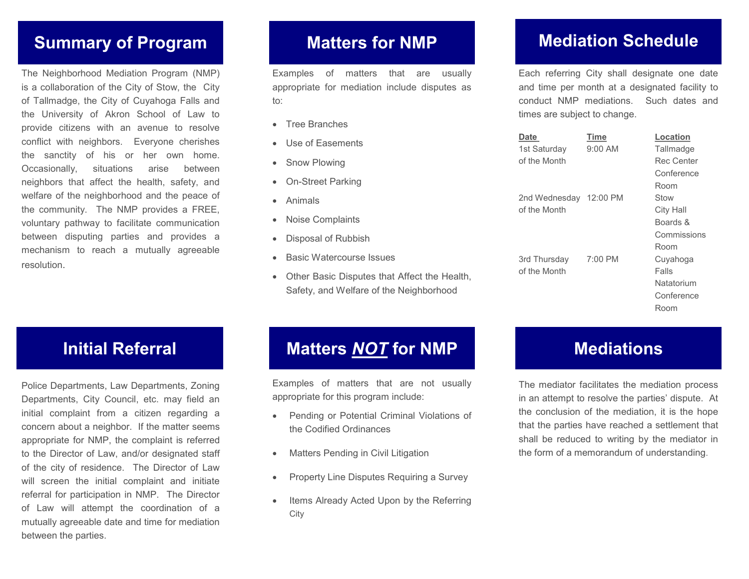## Summary of Program

The Neighborhood Mediation Program (NMP) is a collaboration of the City of Stow, the City of Tallmadge, the City of Cuyahoga Falls and the University of Akron School of Law to provide citizens with an avenue to resolve conflict with neighbors. Everyone cherishes the sanctity of his or her own home. Occasionally, situations arise between neighbors that affect the health, safety, and welfare of the neighborhood and the peace of the community. The NMP provides a FREE, voluntary pathway to facilitate communication between disputing parties and provides a mechanism to reach a mutually agreeable resolution.

## Initial Referral

Police Departments, Law Departments, Zoning Departments, City Council, etc. may field an initial complaint from a citizen regarding a concern about a neighbor. If the matter seems appropriate for NMP, the complaint is referred to the Director of Law, and/or designated staff of the city of residence. The Director of Law will screen the initial complaint and initiate referral for participation in NMP. The Director of Law will attempt the coordination of a mutually agreeable date and time for mediation between the parties.

## Matters for NMP

Examples of matters that are usually appropriate for mediation include disputes as to:

- Tree Branches
- Use of Easements
- Snow Plowing
- On-Street Parking
- Animals
- Noise Complaints
- Disposal of Rubbish
- Basic Watercourse Issues
- Other Basic Disputes that Affect the Health, Safety, and Welfare of the Neighborhood

## Matters ***NOT*** for NMP

Examples of matters that are not usually appropriate for this program include:

- Pending or Potential Criminal Violations of the Codified Ordinances
- Matters Pending in Civil Litigation
- Property Line Disputes Requiring a Survey
- Items Already Acted Upon by the Referring City

## Mediation Schedule

Each referring City shall designate one date and time per month at a designated facility to conduct NMP mediations. Such dates and times are subject to change.

| Date | Time | Location |
|---|---|---|
| 1st Saturday of the Month | 9:00 AM | Tallmadge Rec Center Conference Room |
| 2nd Wednesday of the Month | 12:00 PM | Stow City Hall Boards & Commissions Room |
| 3rd Thursday of the Month | 7:00 PM | Cuyahoga Falls Natatorium Conference Room |

## Mediations

The mediator facilitates the mediation process in an attempt to resolve the parties' dispute. At the conclusion of the mediation, it is the hope that the parties have reached a settlement that shall be reduced to writing by the mediator in the form of a memorandum of understanding.